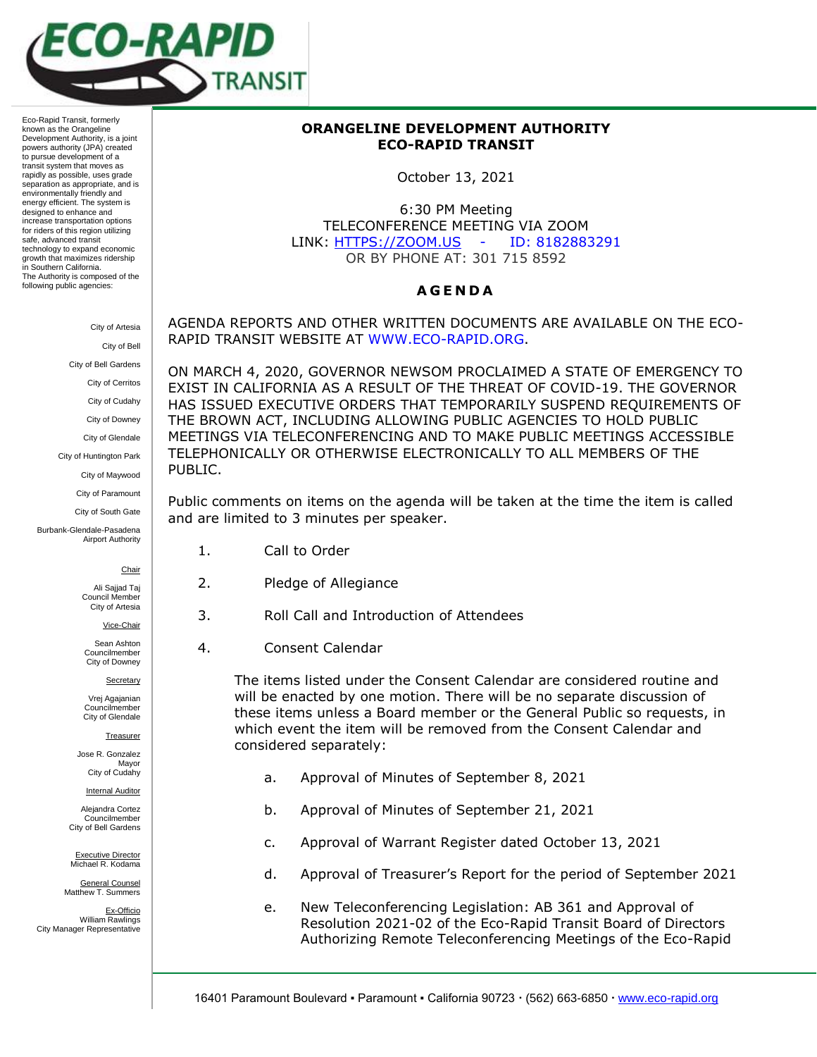Eco-Rapid Transit, formerly known as the Orangeline Development Authority, is a joint powers authority (JPA) created to pursue development of a transit system that moves as rapidly as possible, uses grade separation as appropriate, and is environmentally friendly and energy efficient. The system is designed to enhance and increase transportation options for riders of this region utilizing safe, advanced transit technology to expand economic growth that maximizes ridership in Southern California.
The Authority is composed of the following public agencies:

City of Artesia
City of Bell
City of Bell Gardens
City of Cerritos
City of Cudahy
City of Downey
City of Glendale
City of Huntington Park
City of Maywood
City of Paramount
City of South Gate
Burbank-Glendale-Pasadena Airport Authority

Chair
Ali Sajjad Taj
Council Member
City of Artesia

Vice-Chair
Sean Ashton
Councilmember
City of Downey

Secretary
Vrej Agajanian
Councilmember
City of Glendale

Treasurer
Jose R. Gonzalez
Mayor
City of Cudahy

Internal Auditor
Alejandra Cortez
Councilmember
City of Bell Gardens

Executive Director
Michael R. Kodama

General Counsel
Matthew T. Summers

Ex-Officio
William Rawlings
City Manager Representative

# ORANGELINE DEVELOPMENT AUTHORITY
# ECO-RAPID TRANSIT

October 13, 2021

6:30 PM Meeting
TELECONFERENCE MEETING VIA ZOOM
LINK: HTTPS://ZOOM.US - ID: 8182883291
OR BY PHONE AT: 301 715 8592

## AGENDA

AGENDA REPORTS AND OTHER WRITTEN DOCUMENTS ARE AVAILABLE ON THE ECO-RAPID TRANSIT WEBSITE AT WWW.ECO-RAPID.ORG.

ON MARCH 4, 2020, GOVERNOR NEWSOM PROCLAIMED A STATE OF EMERGENCY TO EXIST IN CALIFORNIA AS A RESULT OF THE THREAT OF COVID-19. THE GOVERNOR HAS ISSUED EXECUTIVE ORDERS THAT TEMPORARILY SUSPEND REQUIREMENTS OF THE BROWN ACT, INCLUDING ALLOWING PUBLIC AGENCIES TO HOLD PUBLIC MEETINGS VIA TELECONFERENCING AND TO MAKE PUBLIC MEETINGS ACCESSIBLE TELEPHONICALLY OR OTHERWISE ELECTRONICALLY TO ALL MEMBERS OF THE PUBLIC.

Public comments on items on the agenda will be taken at the time the item is called and are limited to 3 minutes per speaker.

1. Call to Order

2. Pledge of Allegiance

3. Roll Call and Introduction of Attendees

4. Consent Calendar

   The items listed under the Consent Calendar are considered routine and will be enacted by one motion. There will be no separate discussion of these items unless a Board member or the General Public so requests, in which event the item will be removed from the Consent Calendar and considered separately:

   a. Approval of Minutes of September 8, 2021

   b. Approval of Minutes of September 21, 2021

   c. Approval of Warrant Register dated October 13, 2021

   d. Approval of Treasurer's Report for the period of September 2021

   e. New Teleconferencing Legislation: AB 361 and Approval of Resolution 2021-02 of the Eco-Rapid Transit Board of Directors Authorizing Remote Teleconferencing Meetings of the Eco-Rapid

16401 Paramount Boulevard ▪ Paramount ▪ California 90723 · (562) 663-6850 · www.eco-rapid.org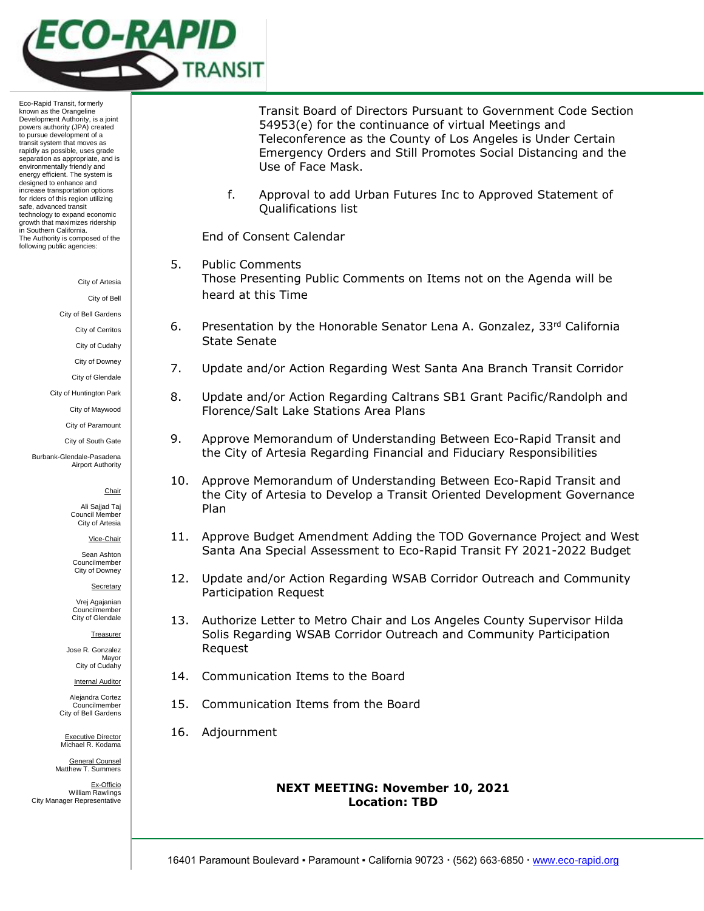Eco-Rapid Transit, formerly known as the Orangeline Development Authority, is a joint powers authority (JPA) created to pursue development of a transit system that moves as rapidly as possible, uses grade separation as appropriate, and is environmentally friendly and energy efficient. The system is designed to enhance and increase transportation options for riders of this region utilizing safe, advanced transit technology to expand economic growth that maximizes ridership in Southern California.
The Authority is composed of the following public agencies:

City of Artesia
City of Bell
City of Bell Gardens
City of Cerritos
City of Cudahy
City of Downey
City of Glendale
City of Huntington Park
City of Maywood
City of Paramount
City of South Gate
Burbank-Glendale-Pasadena Airport Authority

Chair
Ali Sajjad Taj
Council Member
City of Artesia

Vice-Chair
Sean Ashton
Councilmember
City of Downey

Secretary
Vrej Agajanian
Councilmember
City of Glendale

Treasurer
Jose R. Gonzalez
Mayor
City of Cudahy

Internal Auditor
Alejandra Cortez
Councilmember
City of Bell Gardens

Executive Director
Michael R. Kodama

General Counsel
Matthew T. Summers

Ex-Officio
William Rawlings
City Manager Representative

Transit Board of Directors Pursuant to Government Code Section 54953(e) for the continuance of virtual Meetings and Teleconference as the County of Los Angeles is Under Certain Emergency Orders and Still Promotes Social Distancing and the Use of Face Mask.

f. Approval to add Urban Futures Inc to Approved Statement of Qualifications list

End of Consent Calendar

5. Public Comments
Those Presenting Public Comments on Items not on the Agenda will be heard at this Time

6. Presentation by the Honorable Senator Lena A. Gonzalez, 33rd California State Senate

7. Update and/or Action Regarding West Santa Ana Branch Transit Corridor

8. Update and/or Action Regarding Caltrans SB1 Grant Pacific/Randolph and Florence/Salt Lake Stations Area Plans

9. Approve Memorandum of Understanding Between Eco-Rapid Transit and the City of Artesia Regarding Financial and Fiduciary Responsibilities

10. Approve Memorandum of Understanding Between Eco-Rapid Transit and the City of Artesia to Develop a Transit Oriented Development Governance Plan

11. Approve Budget Amendment Adding the TOD Governance Project and West Santa Ana Special Assessment to Eco-Rapid Transit FY 2021-2022 Budget

12. Update and/or Action Regarding WSAB Corridor Outreach and Community Participation Request

13. Authorize Letter to Metro Chair and Los Angeles County Supervisor Hilda Solis Regarding WSAB Corridor Outreach and Community Participation Request

14. Communication Items to the Board

15. Communication Items from the Board

16. Adjournment

**NEXT MEETING: November 10, 2021**
**Location: TBD**

16401 Paramount Boulevard ▪ Paramount ▪ California 90723 · (562) 663-6850 · www.eco-rapid.org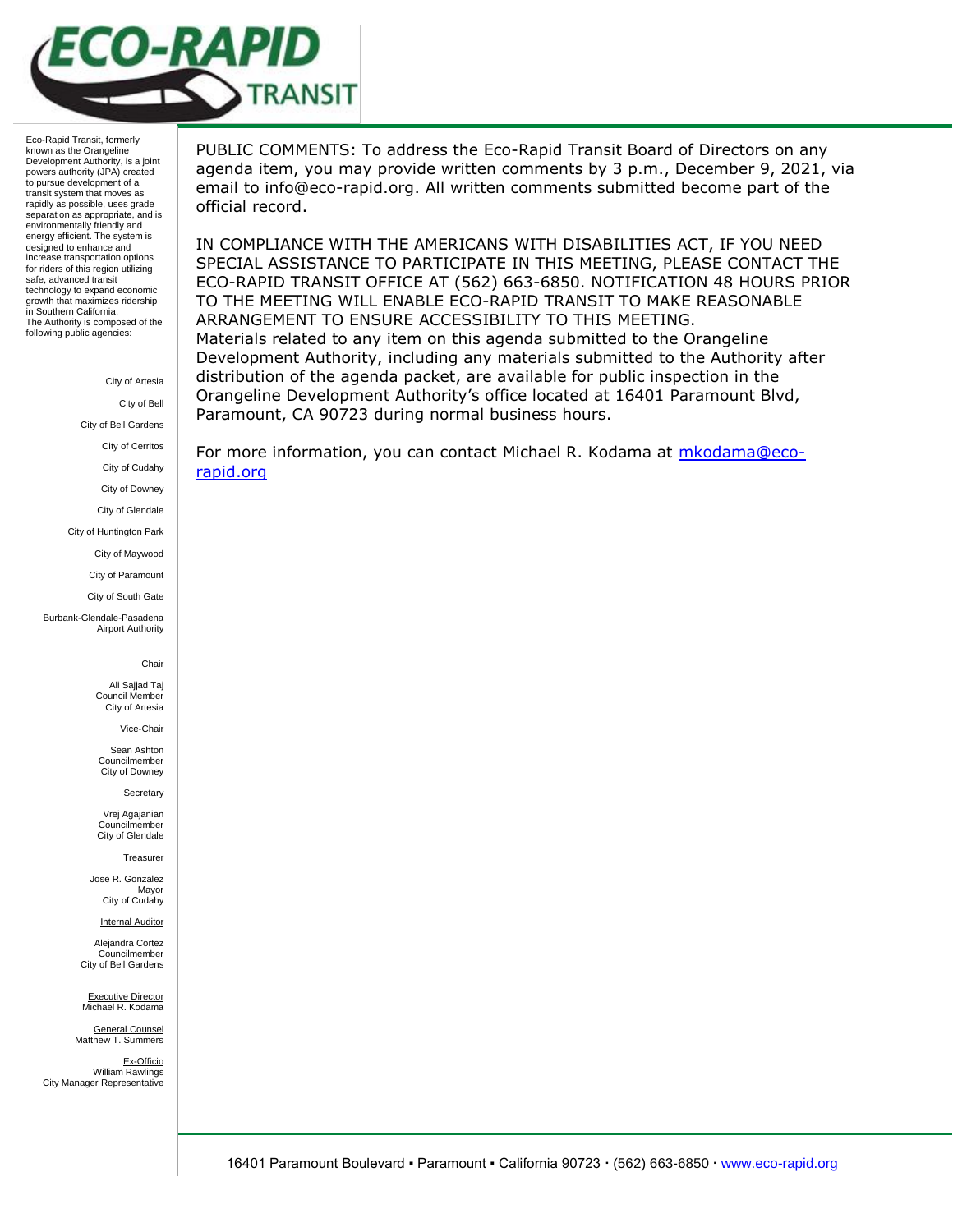Eco-Rapid Transit, formerly known as the Orangeline Development Authority, is a joint powers authority (JPA) created to pursue development of a transit system that moves as rapidly as possible, uses grade separation as appropriate, and is environmentally friendly and energy efficient. The system is designed to enhance and increase transportation options for riders of this region utilizing safe, advanced transit technology to expand economic growth that maximizes ridership in Southern California. The Authority is composed of the following public agencies:

City of Artesia
City of Bell
City of Bell Gardens
City of Cerritos
City of Cudahy
City of Downey
City of Glendale
City of Huntington Park
City of Maywood
City of Paramount
City of South Gate
Burbank-Glendale-Pasadena Airport Authority

Chair
Ali Sajjad Taj
Council Member
City of Artesia

Vice-Chair
Sean Ashton
Councilmember
City of Downey

Secretary
Vrej Agajanian
Councilmember
City of Glendale

Treasurer
Jose R. Gonzalez
Mayor
City of Cudahy

Internal Auditor
Alejandra Cortez
Councilmember
City of Bell Gardens

Executive Director
Michael R. Kodama

General Counsel
Matthew T. Summers

Ex-Officio
William Rawlings
City Manager Representative

PUBLIC COMMENTS: To address the Eco-Rapid Transit Board of Directors on any agenda item, you may provide written comments by 3 p.m., December 9, 2021, via email to info@eco-rapid.org. All written comments submitted become part of the official record.

IN COMPLIANCE WITH THE AMERICANS WITH DISABILITIES ACT, IF YOU NEED SPECIAL ASSISTANCE TO PARTICIPATE IN THIS MEETING, PLEASE CONTACT THE ECO-RAPID TRANSIT OFFICE AT (562) 663-6850. NOTIFICATION 48 HOURS PRIOR TO THE MEETING WILL ENABLE ECO-RAPID TRANSIT TO MAKE REASONABLE ARRANGEMENT TO ENSURE ACCESSIBILITY TO THIS MEETING.
Materials related to any item on this agenda submitted to the Orangeline Development Authority, including any materials submitted to the Authority after distribution of the agenda packet, are available for public inspection in the Orangeline Development Authority's office located at 16401 Paramount Blvd, Paramount, CA 90723 during normal business hours.

For more information, you can contact Michael R. Kodama at mkodama@eco-rapid.org

16401 Paramount Boulevard ▪ Paramount ▪ California 90723 · (562) 663-6850 · www.eco-rapid.org